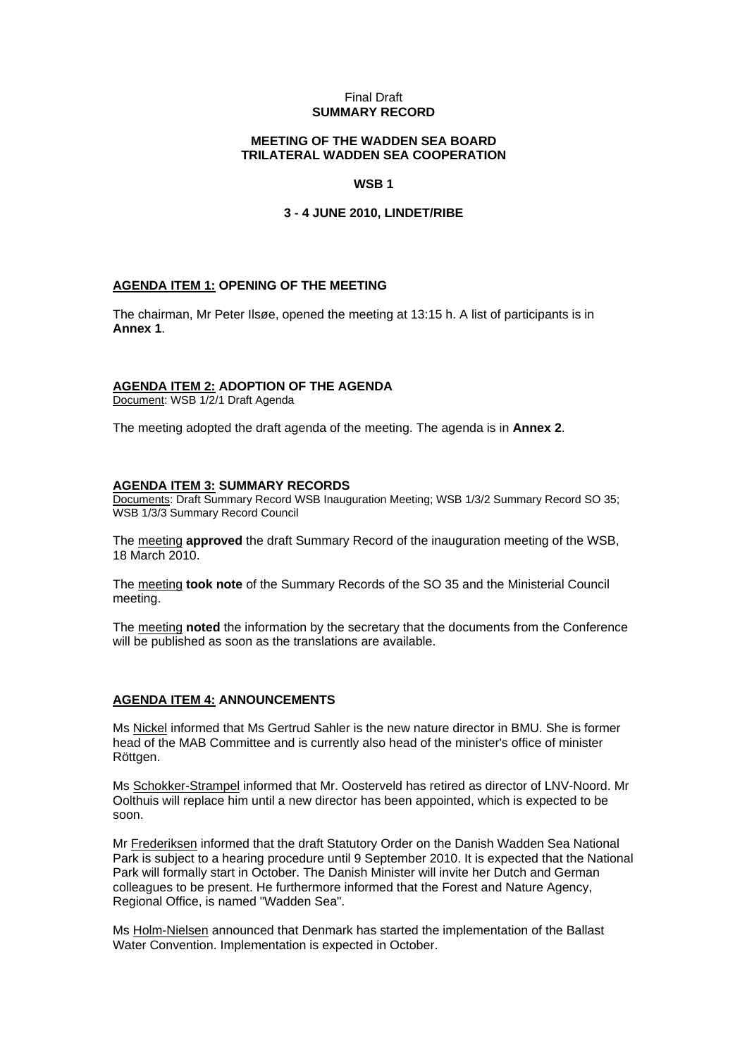Final Draft
**SUMMARY RECORD**

**MEETING OF THE WADDEN SEA BOARD**
**TRILATERAL WADDEN SEA COOPERATION**

**WSB 1**

**3 - 4 JUNE 2010, LINDET/RIBE**

## AGENDA ITEM 1: OPENING OF THE MEETING

The chairman, Mr Peter Ilsøe, opened the meeting at 13:15 h. A list of participants is in **Annex 1**.

## AGENDA ITEM 2: ADOPTION OF THE AGENDA

Document: WSB 1/2/1 Draft Agenda

The meeting adopted the draft agenda of the meeting. The agenda is in **Annex 2**.

## AGENDA ITEM 3: SUMMARY RECORDS

Documents: Draft Summary Record WSB Inauguration Meeting; WSB 1/3/2 Summary Record SO 35; WSB 1/3/3 Summary Record Council

The meeting **approved** the draft Summary Record of the inauguration meeting of the WSB, 18 March 2010.

The meeting **took note** of the Summary Records of the SO 35 and the Ministerial Council meeting.

The meeting **noted** the information by the secretary that the documents from the Conference will be published as soon as the translations are available.

## AGENDA ITEM 4: ANNOUNCEMENTS

Ms Nickel informed that Ms Gertrud Sahler is the new nature director in BMU. She is former head of the MAB Committee and is currently also head of the minister's office of minister Röttgen.

Ms Schokker-Strampel informed that Mr. Oosterveld has retired as director of LNV-Noord. Mr Oolthuis will replace him until a new director has been appointed, which is expected to be soon.

Mr Frederiksen informed that the draft Statutory Order on the Danish Wadden Sea National Park is subject to a hearing procedure until 9 September 2010. It is expected that the National Park will formally start in October. The Danish Minister will invite her Dutch and German colleagues to be present. He furthermore informed that the Forest and Nature Agency, Regional Office, is named "Wadden Sea".

Ms Holm-Nielsen announced that Denmark has started the implementation of the Ballast Water Convention. Implementation is expected in October.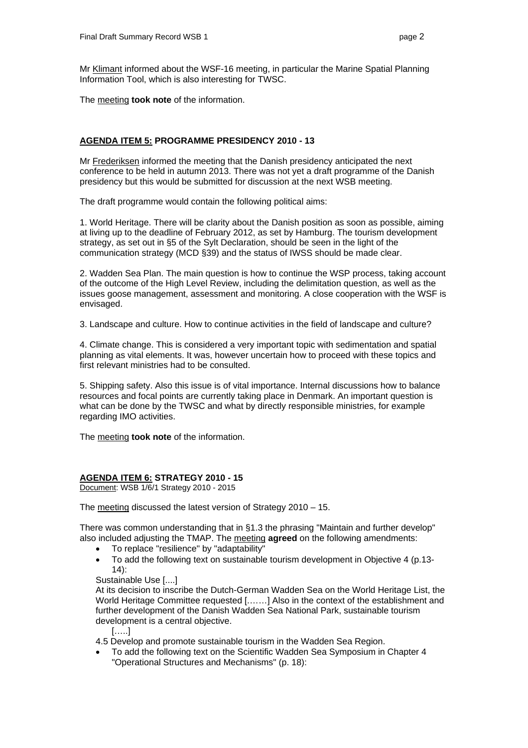Mr Klimant informed about the WSF-16 meeting, in particular the Marine Spatial Planning Information Tool, which is also interesting for TWSC.

The meeting **took note** of the information.

## AGENDA ITEM 5: PROGRAMME PRESIDENCY 2010 - 13

Mr Frederiksen informed the meeting that the Danish presidency anticipated the next conference to be held in autumn 2013. There was not yet a draft programme of the Danish presidency but this would be submitted for discussion at the next WSB meeting.

The draft programme would contain the following political aims:

1. World Heritage. There will be clarity about the Danish position as soon as possible, aiming at living up to the deadline of February 2012, as set by Hamburg. The tourism development strategy, as set out in §5 of the Sylt Declaration, should be seen in the light of the communication strategy (MCD §39) and the status of IWSS should be made clear.

2. Wadden Sea Plan. The main question is how to continue the WSP process, taking account of the outcome of the High Level Review, including the delimitation question, as well as the issues goose management, assessment and monitoring. A close cooperation with the WSF is envisaged.

3. Landscape and culture. How to continue activities in the field of landscape and culture?

4. Climate change. This is considered a very important topic with sedimentation and spatial planning as vital elements. It was, however uncertain how to proceed with these topics and first relevant ministries had to be consulted.

5. Shipping safety. Also this issue is of vital importance. Internal discussions how to balance resources and focal points are currently taking place in Denmark. An important question is what can be done by the TWSC and what by directly responsible ministries, for example regarding IMO activities.

The meeting **took note** of the information.

## AGENDA ITEM 6: STRATEGY 2010 - 15

Document: WSB 1/6/1 Strategy 2010 - 2015

The meeting discussed the latest version of Strategy 2010 – 15.

There was common understanding that in §1.3 the phrasing "Maintain and further develop" also included adjusting the TMAP. The meeting **agreed** on the following amendments:

- To replace "resilience" by "adaptability"
- To add the following text on sustainable tourism development in Objective 4 (p.13-14):

Sustainable Use [....]
At its decision to inscribe the Dutch-German Wadden Sea on the World Heritage List, the World Heritage Committee requested [.......] Also in the context of the establishment and further development of the Danish Wadden Sea National Park, sustainable tourism development is a central objective.
[.....]
4.5 Develop and promote sustainable tourism in the Wadden Sea Region.

- To add the following text on the Scientific Wadden Sea Symposium in Chapter 4 "Operational Structures and Mechanisms" (p. 18):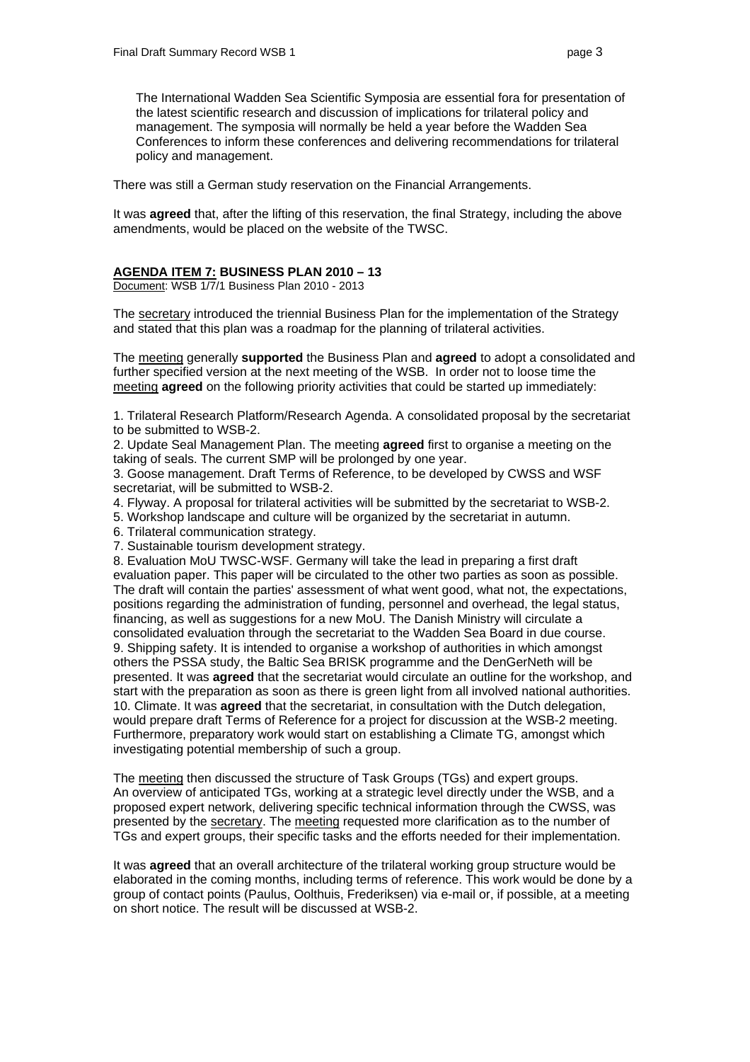The International Wadden Sea Scientific Symposia are essential fora for presentation of the latest scientific research and discussion of implications for trilateral policy and management. The symposia will normally be held a year before the Wadden Sea Conferences to inform these conferences and delivering recommendations for trilateral policy and management.

There was still a German study reservation on the Financial Arrangements.

It was **agreed** that, after the lifting of this reservation, the final Strategy, including the above amendments, would be placed on the website of the TWSC.

## AGENDA ITEM 7: BUSINESS PLAN 2010 – 13

Document: WSB 1/7/1 Business Plan 2010 - 2013

The secretary introduced the triennial Business Plan for the implementation of the Strategy and stated that this plan was a roadmap for the planning of trilateral activities.

The meeting generally **supported** the Business Plan and **agreed** to adopt a consolidated and further specified version at the next meeting of the WSB. In order not to loose time the meeting **agreed** on the following priority activities that could be started up immediately:

1. Trilateral Research Platform/Research Agenda. A consolidated proposal by the secretariat to be submitted to WSB-2.
2. Update Seal Management Plan. The meeting **agreed** first to organise a meeting on the taking of seals. The current SMP will be prolonged by one year.
3. Goose management. Draft Terms of Reference, to be developed by CWSS and WSF secretariat, will be submitted to WSB-2.
4. Flyway. A proposal for trilateral activities will be submitted by the secretariat to WSB-2.
5. Workshop landscape and culture will be organized by the secretariat in autumn.
6. Trilateral communication strategy.
7. Sustainable tourism development strategy.
8. Evaluation MoU TWSC-WSF. Germany will take the lead in preparing a first draft evaluation paper. This paper will be circulated to the other two parties as soon as possible. The draft will contain the parties' assessment of what went good, what not, the expectations, positions regarding the administration of funding, personnel and overhead, the legal status, financing, as well as suggestions for a new MoU. The Danish Ministry will circulate a consolidated evaluation through the secretariat to the Wadden Sea Board in due course.
9. Shipping safety. It is intended to organise a workshop of authorities in which amongst others the PSSA study, the Baltic Sea BRISK programme and the DenGerNeth will be presented. It was **agreed** that the secretariat would circulate an outline for the workshop, and start with the preparation as soon as there is green light from all involved national authorities.
10. Climate. It was **agreed** that the secretariat, in consultation with the Dutch delegation, would prepare draft Terms of Reference for a project for discussion at the WSB-2 meeting. Furthermore, preparatory work would start on establishing a Climate TG, amongst which investigating potential membership of such a group.

The meeting then discussed the structure of Task Groups (TGs) and expert groups. An overview of anticipated TGs, working at a strategic level directly under the WSB, and a proposed expert network, delivering specific technical information through the CWSS, was presented by the secretary. The meeting requested more clarification as to the number of TGs and expert groups, their specific tasks and the efforts needed for their implementation.

It was **agreed** that an overall architecture of the trilateral working group structure would be elaborated in the coming months, including terms of reference. This work would be done by a group of contact points (Paulus, Oolthuis, Frederiksen) via e-mail or, if possible, at a meeting on short notice. The result will be discussed at WSB-2.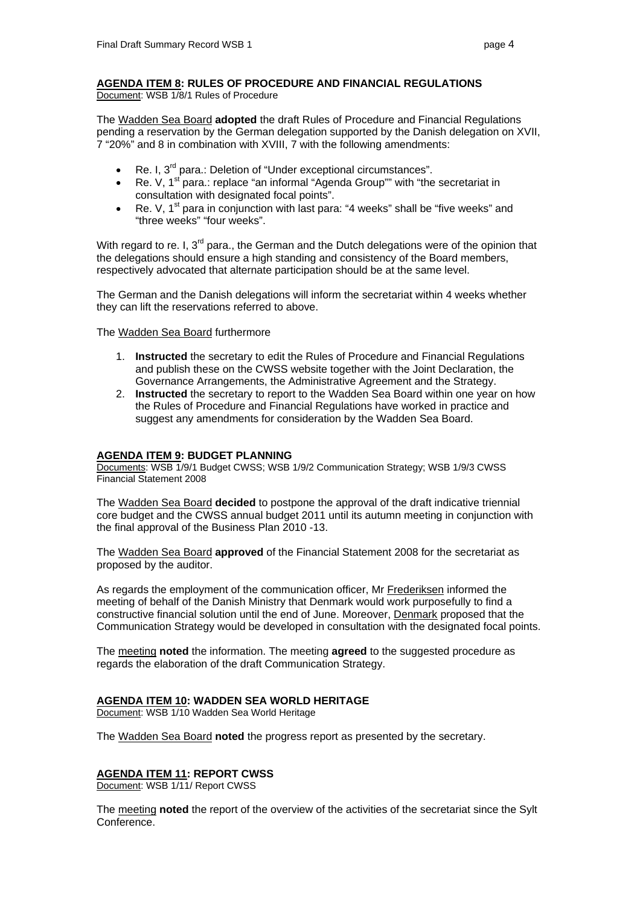## AGENDA ITEM 8: RULES OF PROCEDURE AND FINANCIAL REGULATIONS

Document: WSB 1/8/1 Rules of Procedure

The Wadden Sea Board **adopted** the draft Rules of Procedure and Financial Regulations pending a reservation by the German delegation supported by the Danish delegation on XVII, 7 "20%" and 8 in combination with XVIII, 7 with the following amendments:

- Re. I, 3rd para.: Deletion of "Under exceptional circumstances".
- Re. V, 1st para.: replace "an informal "Agenda Group"" with "the secretariat in consultation with designated focal points".
- Re. V, 1st para in conjunction with last para: "4 weeks" shall be "five weeks" and "three weeks" "four weeks".

With regard to re. I, 3rd para., the German and the Dutch delegations were of the opinion that the delegations should ensure a high standing and consistency of the Board members, respectively advocated that alternate participation should be at the same level.

The German and the Danish delegations will inform the secretariat within 4 weeks whether they can lift the reservations referred to above.

The Wadden Sea Board furthermore

1. **Instructed** the secretary to edit the Rules of Procedure and Financial Regulations and publish these on the CWSS website together with the Joint Declaration, the Governance Arrangements, the Administrative Agreement and the Strategy.
2. **Instructed** the secretary to report to the Wadden Sea Board within one year on how the Rules of Procedure and Financial Regulations have worked in practice and suggest any amendments for consideration by the Wadden Sea Board.

## AGENDA ITEM 9: BUDGET PLANNING

Documents: WSB 1/9/1 Budget CWSS; WSB 1/9/2 Communication Strategy; WSB 1/9/3 CWSS Financial Statement 2008

The Wadden Sea Board **decided** to postpone the approval of the draft indicative triennial core budget and the CWSS annual budget 2011 until its autumn meeting in conjunction with the final approval of the Business Plan 2010 -13.

The Wadden Sea Board **approved** of the Financial Statement 2008 for the secretariat as proposed by the auditor.

As regards the employment of the communication officer, Mr Frederiksen informed the meeting of behalf of the Danish Ministry that Denmark would work purposefully to find a constructive financial solution until the end of June. Moreover, Denmark proposed that the Communication Strategy would be developed in consultation with the designated focal points.

The meeting **noted** the information. The meeting **agreed** to the suggested procedure as regards the elaboration of the draft Communication Strategy.

## AGENDA ITEM 10: WADDEN SEA WORLD HERITAGE

Document: WSB 1/10 Wadden Sea World Heritage

The Wadden Sea Board **noted** the progress report as presented by the secretary.

## AGENDA ITEM 11: REPORT CWSS

Document: WSB 1/11/ Report CWSS

The meeting **noted** the report of the overview of the activities of the secretariat since the Sylt Conference.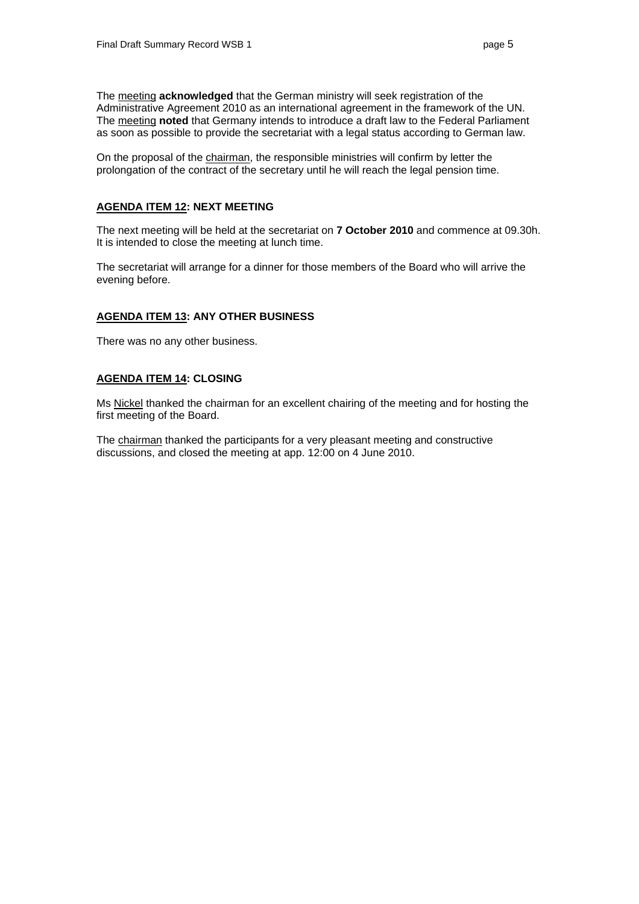The meeting **acknowledged** that the German ministry will seek registration of the Administrative Agreement 2010 as an international agreement in the framework of the UN. The meeting **noted** that Germany intends to introduce a draft law to the Federal Parliament as soon as possible to provide the secretariat with a legal status according to German law.

On the proposal of the chairman, the responsible ministries will confirm by letter the prolongation of the contract of the secretary until he will reach the legal pension time.

## AGENDA ITEM 12: NEXT MEETING

The next meeting will be held at the secretariat on **7 October 2010** and commence at 09.30h. It is intended to close the meeting at lunch time.

The secretariat will arrange for a dinner for those members of the Board who will arrive the evening before.

## AGENDA ITEM 13: ANY OTHER BUSINESS

There was no any other business.

## AGENDA ITEM 14: CLOSING

Ms Nickel thanked the chairman for an excellent chairing of the meeting and for hosting the first meeting of the Board.

The chairman thanked the participants for a very pleasant meeting and constructive discussions, and closed the meeting at app. 12:00 on 4 June 2010.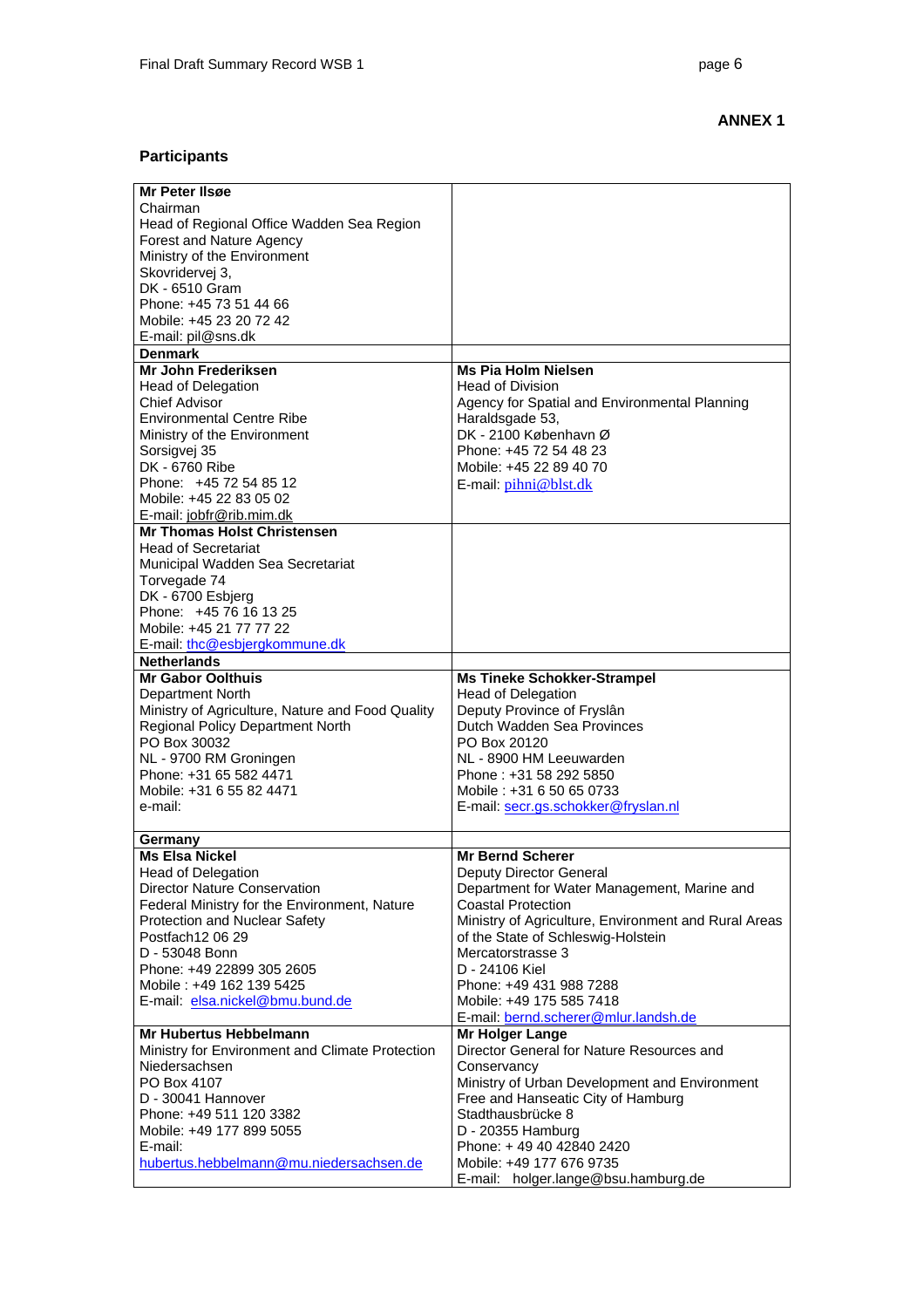**ANNEX 1**

## Participants

| | |
|---|---|
| **Mr Peter Ilsøe**<br>Chairman<br>Head of Regional Office Wadden Sea Region<br>Forest and Nature Agency<br>Ministry of the Environment<br>Skovridervej 3,<br>DK - 6510 Gram<br>Phone: +45 73 51 44 66<br>Mobile: +45 23 20 72 42<br>E-mail: pil@sns.dk | |
| **Denmark** | |
| **Mr John Frederiksen**<br>Head of Delegation<br>Chief Advisor<br>Environmental Centre Ribe<br>Ministry of the Environment<br>Sorsigvej 35<br>DK - 6760 Ribe<br>Phone: +45 72 54 85 12<br>Mobile: +45 22 83 05 02<br>E-mail: jobfr@rib.mim.dk | **Ms Pia Holm Nielsen**<br>Head of Division<br>Agency for Spatial and Environmental Planning<br>Haraldsgade 53,<br>DK - 2100 København Ø<br>Phone: +45 72 54 48 23<br>Mobile: +45 22 89 40 70<br>E-mail: pihni@blst.dk |
| **Mr Thomas Holst Christensen**<br>Head of Secretariat<br>Municipal Wadden Sea Secretariat<br>Torvegade 74<br>DK - 6700 Esbjerg<br>Phone: +45 76 16 13 25<br>Mobile: +45 21 77 77 22<br>E-mail: thc@esbjergkommune.dk | |
| **Netherlands** | |
| **Mr Gabor Oolthuis**<br>Department North<br>Ministry of Agriculture, Nature and Food Quality<br>Regional Policy Department North<br>PO Box 30032<br>NL - 9700 RM Groningen<br>Phone: +31 65 582 4471<br>Mobile: +31 6 55 82 4471<br>e-mail: | **Ms Tineke Schokker-Strampel**<br>Head of Delegation<br>Deputy Province of Fryslân<br>Dutch Wadden Sea Provinces<br>PO Box 20120<br>NL - 8900 HM Leeuwarden<br>Phone : +31 58 292 5850<br>Mobile : +31 6 50 65 0733<br>E-mail: secr.gs.schokker@fryslan.nl |
| **Germany** | |
| **Ms Elsa Nickel**<br>Head of Delegation<br>Director Nature Conservation<br>Federal Ministry for the Environment, Nature Protection and Nuclear Safety<br>Postfach12 06 29<br>D - 53048 Bonn<br>Phone: +49 22899 305 2605<br>Mobile : +49 162 139 5425<br>E-mail: elsa.nickel@bmu.bund.de | **Mr Bernd Scherer**<br>Deputy Director General<br>Department for Water Management, Marine and Coastal Protection<br>Ministry of Agriculture, Environment and Rural Areas of the State of Schleswig-Holstein<br>Mercatorstrasse 3<br>D - 24106 Kiel<br>Phone: +49 431 988 7288<br>Mobile: +49 175 585 7418<br>E-mail: bernd.scherer@mlur.landsh.de |
| **Mr Hubertus Hebbelmann**<br>Ministry for Environment and Climate Protection<br>Niedersachsen<br>PO Box 4107<br>D - 30041 Hannover<br>Phone: +49 511 120 3382<br>Mobile: +49 177 899 5055<br>E-mail:<br>hubertus.hebbelmann@mu.niedersachsen.de | **Mr Holger Lange**<br>Director General for Nature Resources and Conservancy<br>Ministry of Urban Development and Environment<br>Free and Hanseatic City of Hamburg<br>Stadthausbrücke 8<br>D - 20355 Hamburg<br>Phone: + 49 40 42840 2420<br>Mobile: +49 177 676 9735<br>E-mail: holger.lange@bsu.hamburg.de |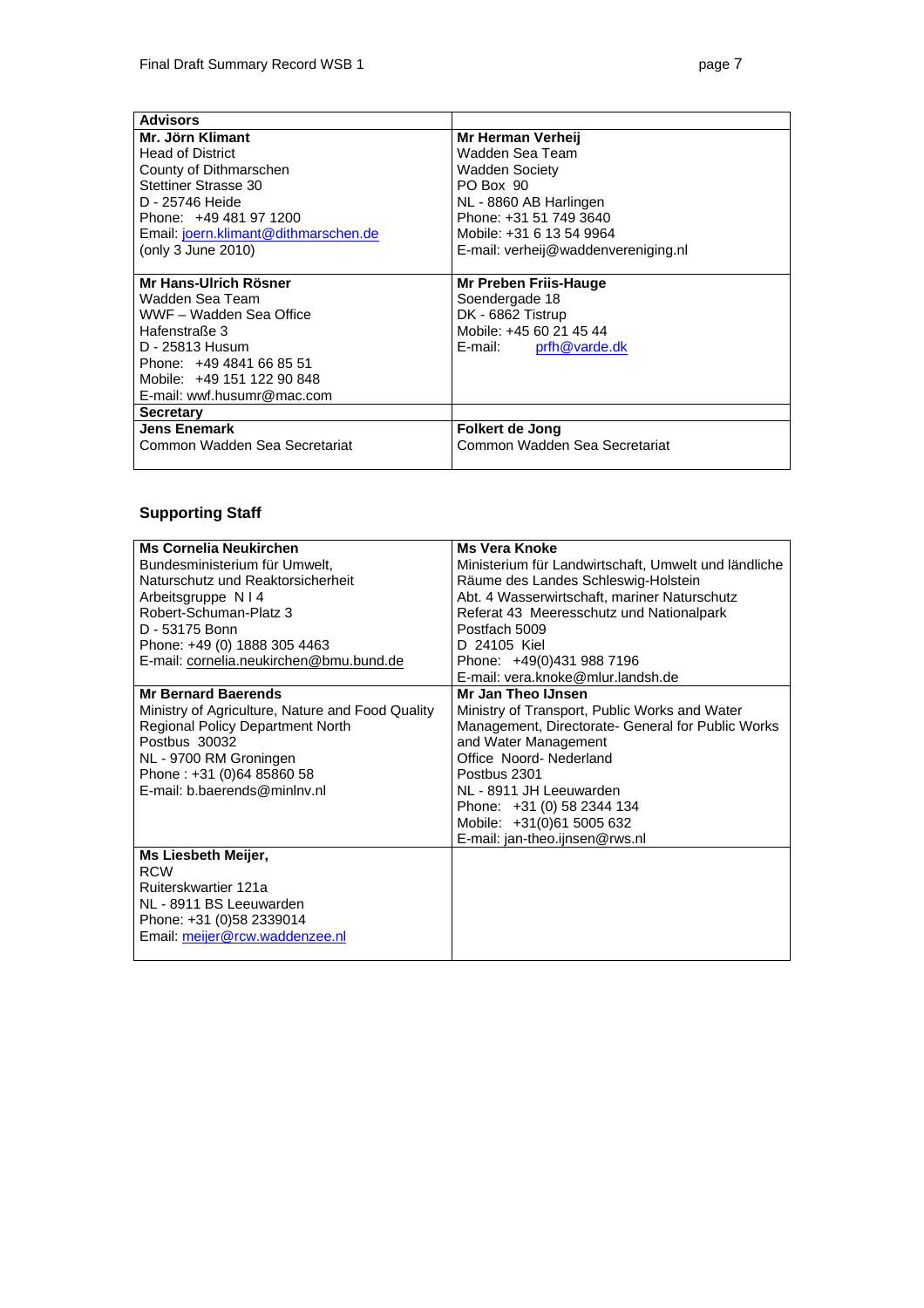| Advisors | |
|---|---|
| **Mr. Jörn Klimant**<br>Head of District<br>County of Dithmarschen<br>Stettiner Strasse 30<br>D - 25746 Heide<br>Phone: +49 481 97 1200<br>Email: joern.klimant@dithmarschen.de<br>(only 3 June 2010) | **Mr Herman Verheij**<br>Wadden Sea Team<br>Wadden Society<br>PO Box 90<br>NL - 8860 AB Harlingen<br>Phone: +31 51 749 3640<br>Mobile: +31 6 13 54 9964<br>E-mail: verheij@waddenvereniging.nl |
| **Mr Hans-Ulrich Rösner**<br>Wadden Sea Team<br>WWF – Wadden Sea Office<br>Hafenstraße 3<br>D - 25813 Husum<br>Phone: +49 4841 66 85 51<br>Mobile: +49 151 122 90 848<br>E-mail: wwf.husumr@mac.com | **Mr Preben Friis-Hauge**<br>Soendergade 18<br>DK - 6862 Tistrup<br>Mobile: +45 60 21 45 44<br>E-mail: prfh@varde.dk |
| **Secretary** | |
| **Jens Enemark**<br>Common Wadden Sea Secretariat | **Folkert de Jong**<br>Common Wadden Sea Secretariat |

## Supporting Staff

| | |
|---|---|
| **Ms Cornelia Neukirchen**<br>Bundesministerium für Umwelt, Naturschutz und Reaktorsicherheit<br>Arbeitsgruppe N I 4<br>Robert-Schuman-Platz 3<br>D - 53175 Bonn<br>Phone: +49 (0) 1888 305 4463<br>E-mail: cornelia.neukirchen@bmu.bund.de | **Ms Vera Knoke**<br>Ministerium für Landwirtschaft, Umwelt und ländliche Räume des Landes Schleswig-Holstein<br>Abt. 4 Wasserwirtschaft, mariner Naturschutz<br>Referat 43 Meeresschutz und Nationalpark<br>Postfach 5009<br>D 24105 Kiel<br>Phone: +49(0)431 988 7196<br>E-mail: vera.knoke@mlur.landsh.de |
| **Mr Bernard Baerends**<br>Ministry of Agriculture, Nature and Food Quality<br>Regional Policy Department North<br>Postbus 30032<br>NL - 9700 RM Groningen<br>Phone : +31 (0)64 85860 58<br>E-mail: b.baerends@minlnv.nl | **Mr Jan Theo IJnsen**<br>Ministry of Transport, Public Works and Water Management, Directorate- General for Public Works and Water Management<br>Office Noord- Nederland<br>Postbus 2301<br>NL - 8911 JH Leeuwarden<br>Phone: +31 (0) 58 2344 134<br>Mobile: +31(0)61 5005 632<br>E-mail: jan-theo.ijnsen@rws.nl |
| **Ms Liesbeth Meijer,**<br>RCW<br>Ruiterskwartier 121a<br>NL - 8911 BS Leeuwarden<br>Phone: +31 (0)58 2339014<br>Email: meijer@rcw.waddenzee.nl | |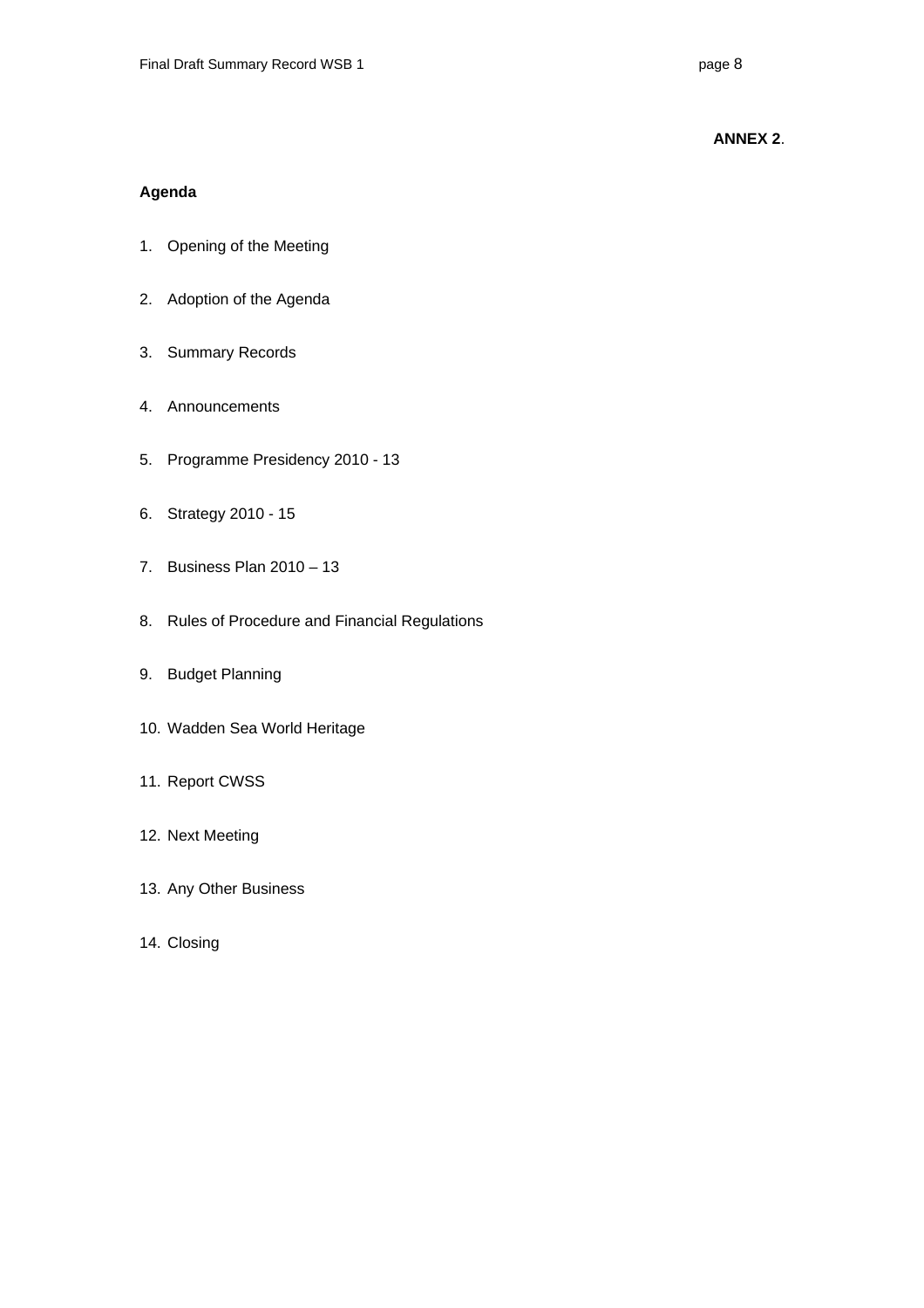**ANNEX 2**.

**Agenda**

1. Opening of the Meeting
2. Adoption of the Agenda
3. Summary Records
4. Announcements
5. Programme Presidency 2010 - 13
6. Strategy 2010 - 15
7. Business Plan 2010 – 13
8. Rules of Procedure and Financial Regulations
9. Budget Planning
10. Wadden Sea World Heritage
11. Report CWSS
12. Next Meeting
13. Any Other Business
14. Closing